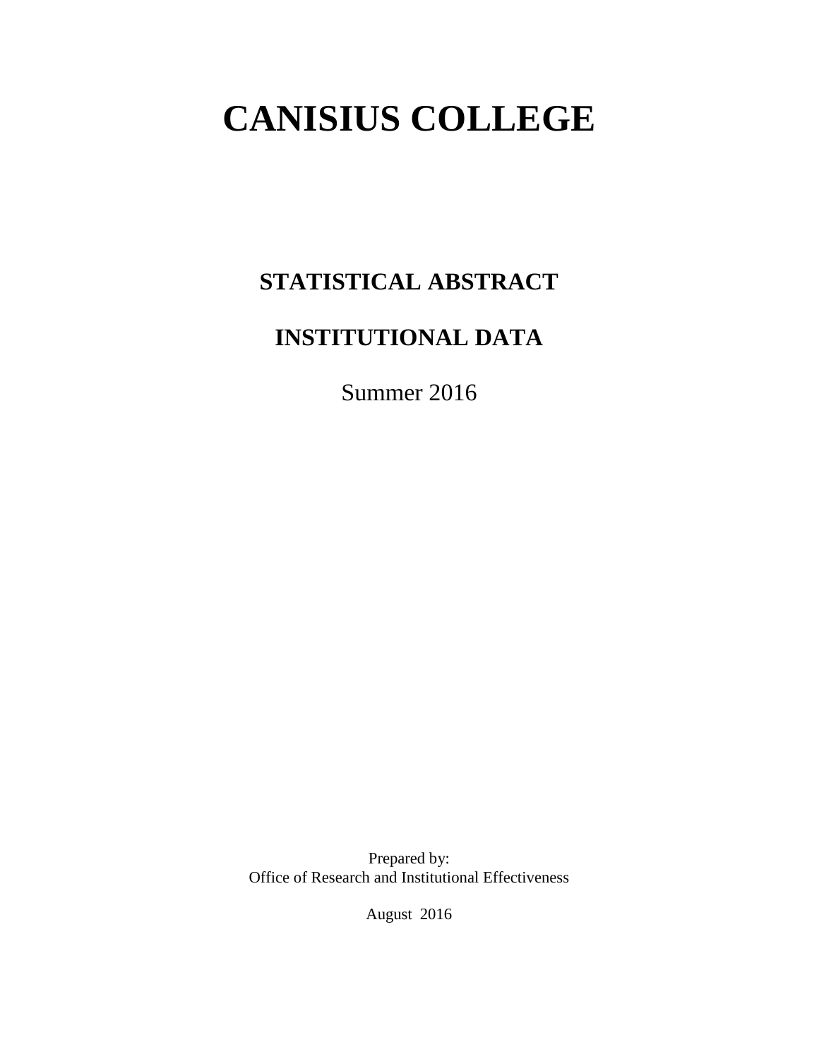# CANISIUS COLLEGE

## STATISTICAL ABSTRACT

## INSTITUTIONAL DATA

Summer 2016

Prepared by:
Office of Research and Institutional Effectiveness

August 2016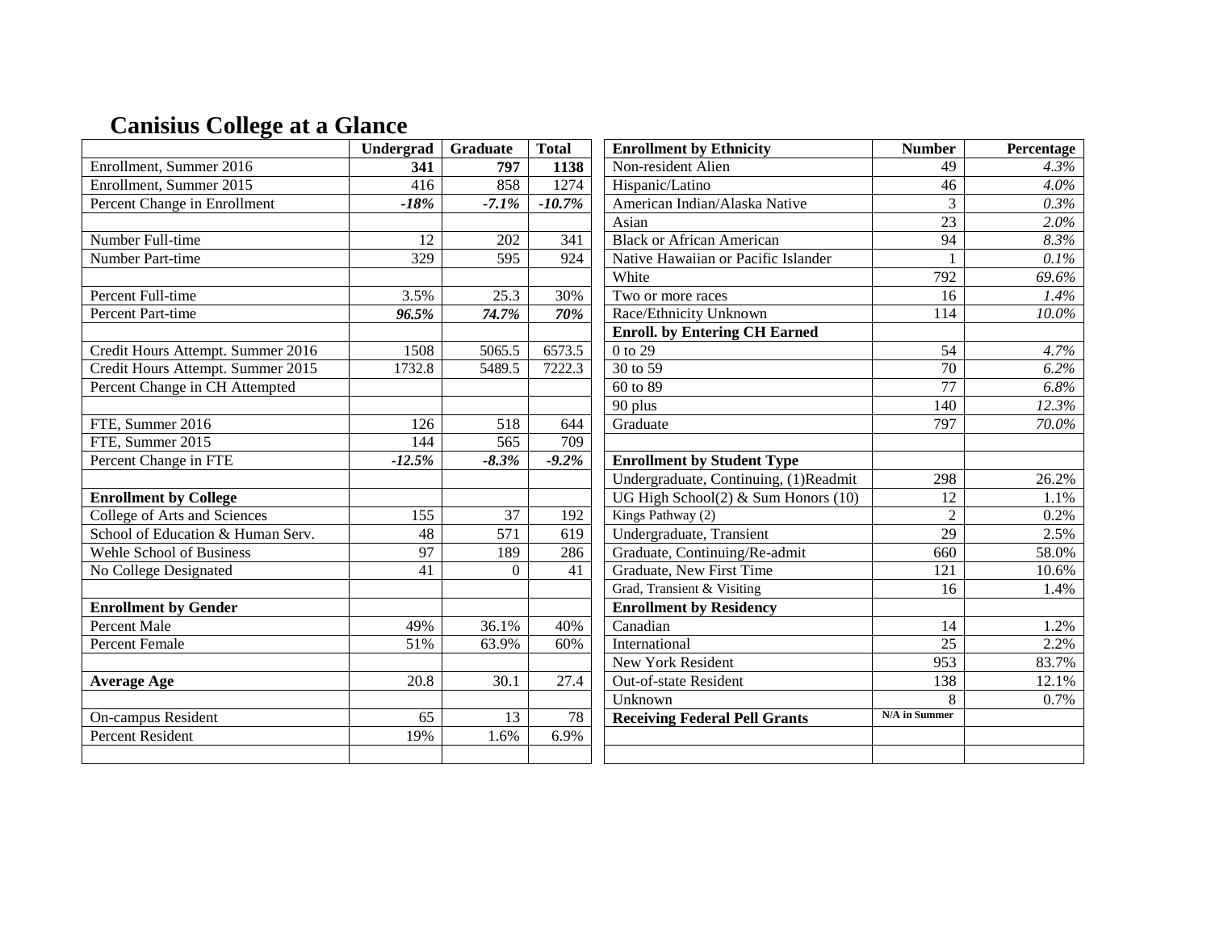# Canisius College at a Glance

| | Undergrad | Graduate | Total |
|---|---|---|---|
| Enrollment, Summer 2016 | **341** | **797** | **1138** |
| Enrollment, Summer 2015 | 416 | 858 | 1274 |
| Percent Change in Enrollment | ***-18%*** | ***-7.1%*** | ***-10.7%*** |
| | | | |
| Number Full-time | 12 | 202 | 341 |
| Number Part-time | 329 | 595 | 924 |
| | | | |
| Percent Full-time | 3.5% | 25.3 | 30% |
| Percent Part-time | ***96.5%*** | ***74.7%*** | ***70%*** |
| | | | |
| Credit Hours Attempt. Summer 2016 | 1508 | 5065.5 | 6573.5 |
| Credit Hours Attempt. Summer 2015 | 1732.8 | 5489.5 | 7222.3 |
| Percent Change in CH Attempted | | | |
| | | | |
| FTE, Summer 2016 | 126 | 518 | 644 |
| FTE, Summer 2015 | 144 | 565 | 709 |
| Percent Change in FTE | ***-12.5%*** | ***-8.3%*** | ***-9.2%*** |
| | | | |
| **Enrollment by College** | | | |
| College of Arts and Sciences | 155 | 37 | 192 |
| School of Education & Human Serv. | 48 | 571 | 619 |
| Wehle School of Business | 97 | 189 | 286 |
| No College Designated | 41 | 0 | 41 |
| | | | |
| **Enrollment by Gender** | | | |
| Percent Male | 49% | 36.1% | 40% |
| Percent Female | 51% | 63.9% | 60% |
| | | | |
| **Average Age** | 20.8 | 30.1 | 27.4 |
| | | | |
| On-campus Resident | 65 | 13 | 78 |
| Percent Resident | 19% | 1.6% | 6.9% |

| Enrollment by Ethnicity | Number | Percentage |
|---|---|---|
| Non-resident Alien | 49 | *4.3%* |
| Hispanic/Latino | 46 | *4.0%* |
| American Indian/Alaska Native | 3 | *0.3%* |
| Asian | 23 | *2.0%* |
| Black or African American | 94 | *8.3%* |
| Native Hawaiian or Pacific Islander | 1 | *0.1%* |
| White | 792 | *69.6%* |
| Two or more races | 16 | *1.4%* |
| Race/Ethnicity Unknown | 114 | *10.0%* |
| **Enroll. by Entering CH Earned** | | |
| 0 to 29 | 54 | *4.7%* |
| 30 to 59 | 70 | *6.2%* |
| 60 to 89 | 77 | *6.8%* |
| 90 plus | 140 | *12.3%* |
| Graduate | 797 | *70.0%* |
| | | |
| **Enrollment by Student Type** | | |
| Undergraduate, Continuing, (1)Readmit | 298 | 26.2% |
| UG High School(2) & Sum Honors (10) | 12 | 1.1% |
| Kings Pathway (2) | 2 | 0.2% |
| Undergraduate, Transient | 29 | 2.5% |
| Graduate, Continuing/Re-admit | 660 | 58.0% |
| Graduate, New First Time | 121 | 10.6% |
| Grad, Transient & Visiting | 16 | 1.4% |
| **Enrollment by Residency** | | |
| Canadian | 14 | 1.2% |
| International | 25 | 2.2% |
| New York Resident | 953 | 83.7% |
| Out-of-state Resident | 138 | 12.1% |
| Unknown | 8 | 0.7% |
| **Receiving Federal Pell Grants** | **N/A in Summer** | |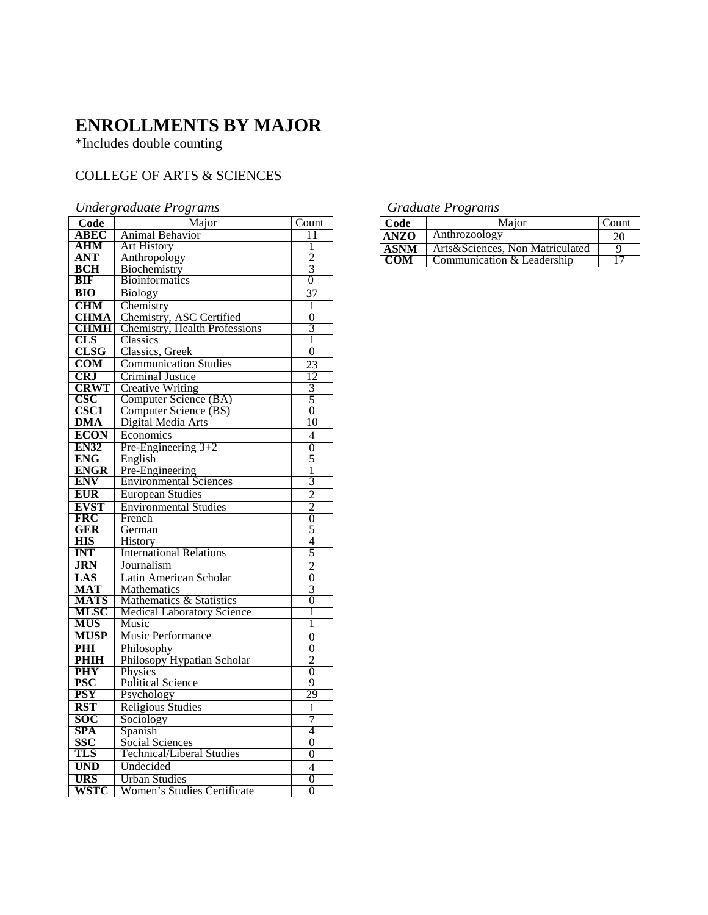# ENROLLMENTS BY MAJOR

*Includes double counting

## COLLEGE OF ARTS & SCIENCES

### *Undergraduate Programs*

| Code | Major | Count |
|---|---|---|
| **ABEC** | Animal Behavior | 11 |
| **AHM** | Art History | 1 |
| **ANT** | Anthropology | 2 |
| **BCH** | Biochemistry | 3 |
| **BIF** | Bioinformatics | 0 |
| **BIO** | Biology | 37 |
| **CHM** | Chemistry | 1 |
| **CHMA** | Chemistry, ASC Certified | 0 |
| **CHMH** | Chemistry, Health Professions | 3 |
| **CLS** | Classics | 1 |
| **CLSG** | Classics, Greek | 0 |
| **COM** | Communication Studies | 23 |
| **CRJ** | Criminal Justice | 12 |
| **CRWT** | Creative Writing | 3 |
| **CSC** | Computer Science (BA) | 5 |
| **CSC1** | Computer Science (BS) | 0 |
| **DMA** | Digital Media Arts | 10 |
| **ECON** | Economics | 4 |
| **EN32** | Pre-Engineering 3+2 | 0 |
| **ENG** | English | 5 |
| **ENGR** | Pre-Engineering | 1 |
| **ENV** | Environmental Sciences | 3 |
| **EUR** | European Studies | 2 |
| **EVST** | Environmental Studies | 2 |
| **FRC** | French | 0 |
| **GER** | German | 5 |
| **HIS** | History | 4 |
| **INT** | International Relations | 5 |
| **JRN** | Journalism | 2 |
| **LAS** | Latin American Scholar | 0 |
| **MAT** | Mathematics | 3 |
| **MATS** | Mathematics & Statistics | 0 |
| **MLSC** | Medical Laboratory Science | 1 |
| **MUS** | Music | 1 |
| **MUSP** | Music Performance | 0 |
| **PHI** | Philosophy | 0 |
| **PHIH** | Philosopy Hypatian Scholar | 2 |
| **PHY** | Physics | 0 |
| **PSC** | Political Science | 9 |
| **PSY** | Psychology | 29 |
| **RST** | Religious Studies | 1 |
| **SOC** | Sociology | 7 |
| **SPA** | Spanish | 4 |
| **SSC** | Social Sciences | 0 |
| **TLS** | Technical/Liberal Studies | 0 |
| **UND** | Undecided | 4 |
| **URS** | Urban Studies | 0 |
| **WSTC** | Women's Studies Certificate | 0 |

### *Graduate Programs*

| Code | Major | Count |
|---|---|---|
| **ANZO** | Anthrozoology | 20 |
| **ASNM** | Arts&Sciences, Non Matriculated | 9 |
| **COM** | Communication & Leadership | 17 |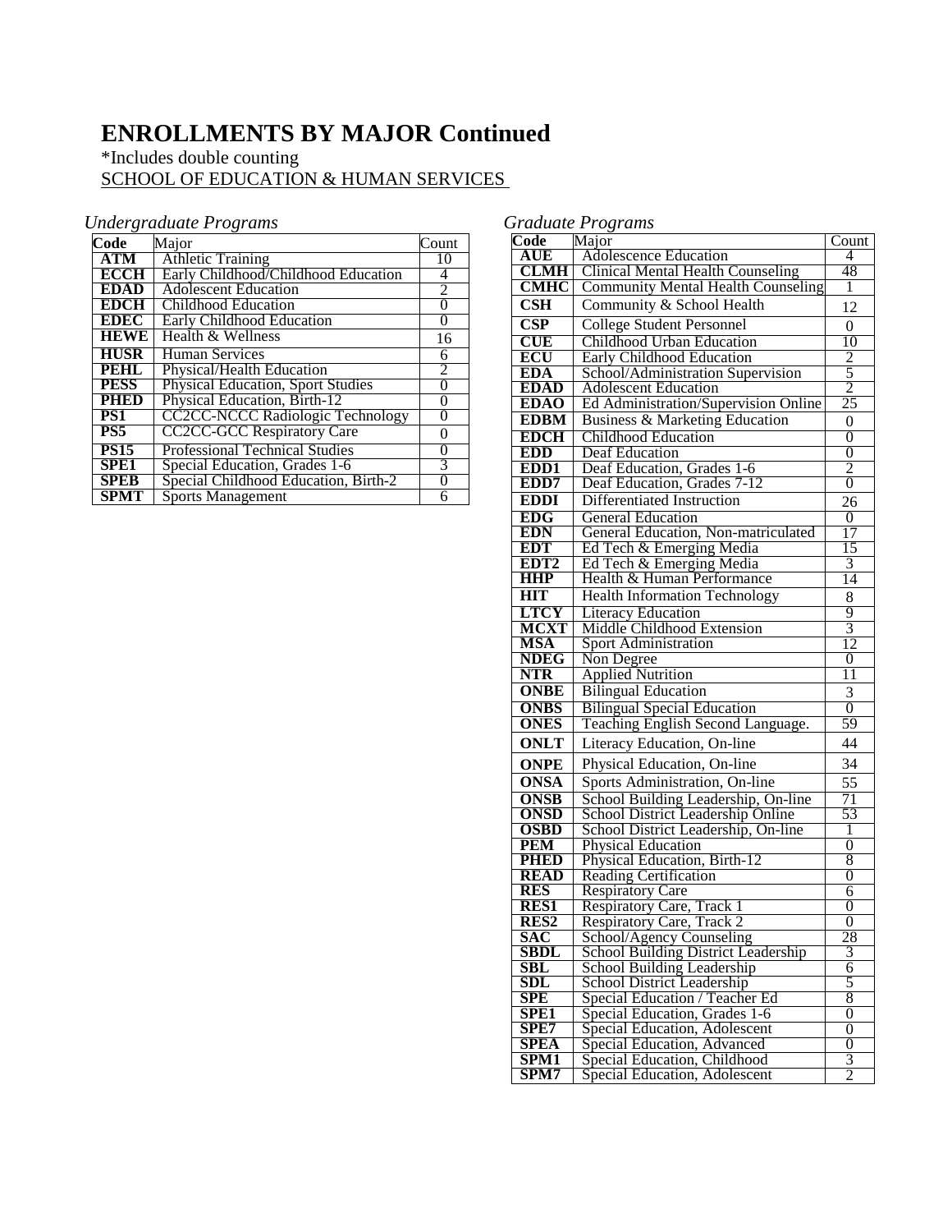# ENROLLMENTS BY MAJOR Continued

*Includes double counting

SCHOOL OF EDUCATION & HUMAN SERVICES

### *Undergraduate Programs*

| Code | Major | Count |
|---|---|---|
| **ATM** | Athletic Training | 10 |
| **ECCH** | Early Childhood/Childhood Education | 4 |
| **EDAD** | Adolescent Education | 2 |
| **EDCH** | Childhood Education | 0 |
| **EDEC** | Early Childhood Education | 0 |
| **HEWE** | Health & Wellness | 16 |
| **HUSR** | Human Services | 6 |
| **PEHL** | Physical/Health Education | 2 |
| **PESS** | Physical Education, Sport Studies | 0 |
| **PHED** | Physical Education, Birth-12 | 0 |
| **PS1** | CC2CC-NCCC Radiologic Technology | 0 |
| **PS5** | CC2CC-GCC Respiratory Care | 0 |
| **PS15** | Professional Technical Studies | 0 |
| **SPE1** | Special Education, Grades 1-6 | 3 |
| **SPEB** | Special Childhood Education, Birth-2 | 0 |
| **SPMT** | Sports Management | 6 |

### *Graduate Programs*

| Code | Major | Count |
|---|---|---|
| **AUE** | Adolescence Education | 4 |
| **CLMH** | Clinical Mental Health Counseling | 48 |
| **CMHC** | Community Mental Health Counseling | 1 |
| **CSH** | Community & School Health | 12 |
| **CSP** | College Student Personnel | 0 |
| **CUE** | Childhood Urban Education | 10 |
| **ECU** | Early Childhood Education | 2 |
| **EDA** | School/Administration Supervision | 5 |
| **EDAD** | Adolescent Education | 2 |
| **EDAO** | Ed Administration/Supervision Online | 25 |
| **EDBM** | Business & Marketing Education | 0 |
| **EDCH** | Childhood Education | 0 |
| **EDD** | Deaf Education | 0 |
| **EDD1** | Deaf Education, Grades 1-6 | 2 |
| **EDD7** | Deaf Education, Grades 7-12 | 0 |
| **EDDI** | Differentiated Instruction | 26 |
| **EDG** | General Education | 0 |
| **EDN** | General Education, Non-matriculated | 17 |
| **EDT** | Ed Tech & Emerging Media | 15 |
| **EDT2** | Ed Tech & Emerging Media | 3 |
| **HHP** | Health & Human Performance | 14 |
| **HIT** | Health Information Technology | 8 |
| **LTCY** | Literacy Education | 9 |
| **MCXT** | Middle Childhood Extension | 3 |
| **MSA** | Sport Administration | 12 |
| **NDEG** | Non Degree | 0 |
| **NTR** | Applied Nutrition | 11 |
| **ONBE** | Bilingual Education | 3 |
| **ONBS** | Bilingual Special Education | 0 |
| **ONES** | Teaching English Second Language. | 59 |
| **ONLT** | Literacy Education, On-line | 44 |
| **ONPE** | Physical Education, On-line | 34 |
| **ONSA** | Sports Administration, On-line | 55 |
| **ONSB** | School Building Leadership, On-line | 71 |
| **ONSD** | School District Leadership Online | 53 |
| **OSBD** | School District Leadership, On-line | 1 |
| **PEM** | Physical Education | 0 |
| **PHED** | Physical Education, Birth-12 | 8 |
| **READ** | Reading Certification | 0 |
| **RES** | Respiratory Care | 6 |
| **RES1** | Respiratory Care, Track 1 | 0 |
| **RES2** | Respiratory Care, Track 2 | 0 |
| **SAC** | School/Agency Counseling | 28 |
| **SBDL** | School Building District Leadership | 3 |
| **SBL** | School Building Leadership | 6 |
| **SDL** | School District Leadership | 5 |
| **SPE** | Special Education / Teacher Ed | 8 |
| **SPE1** | Special Education, Grades 1-6 | 0 |
| **SPE7** | Special Education, Adolescent | 0 |
| **SPEA** | Special Education, Advanced | 0 |
| **SPM1** | Special Education, Childhood | 3 |
| **SPM7** | Special Education, Adolescent | 2 |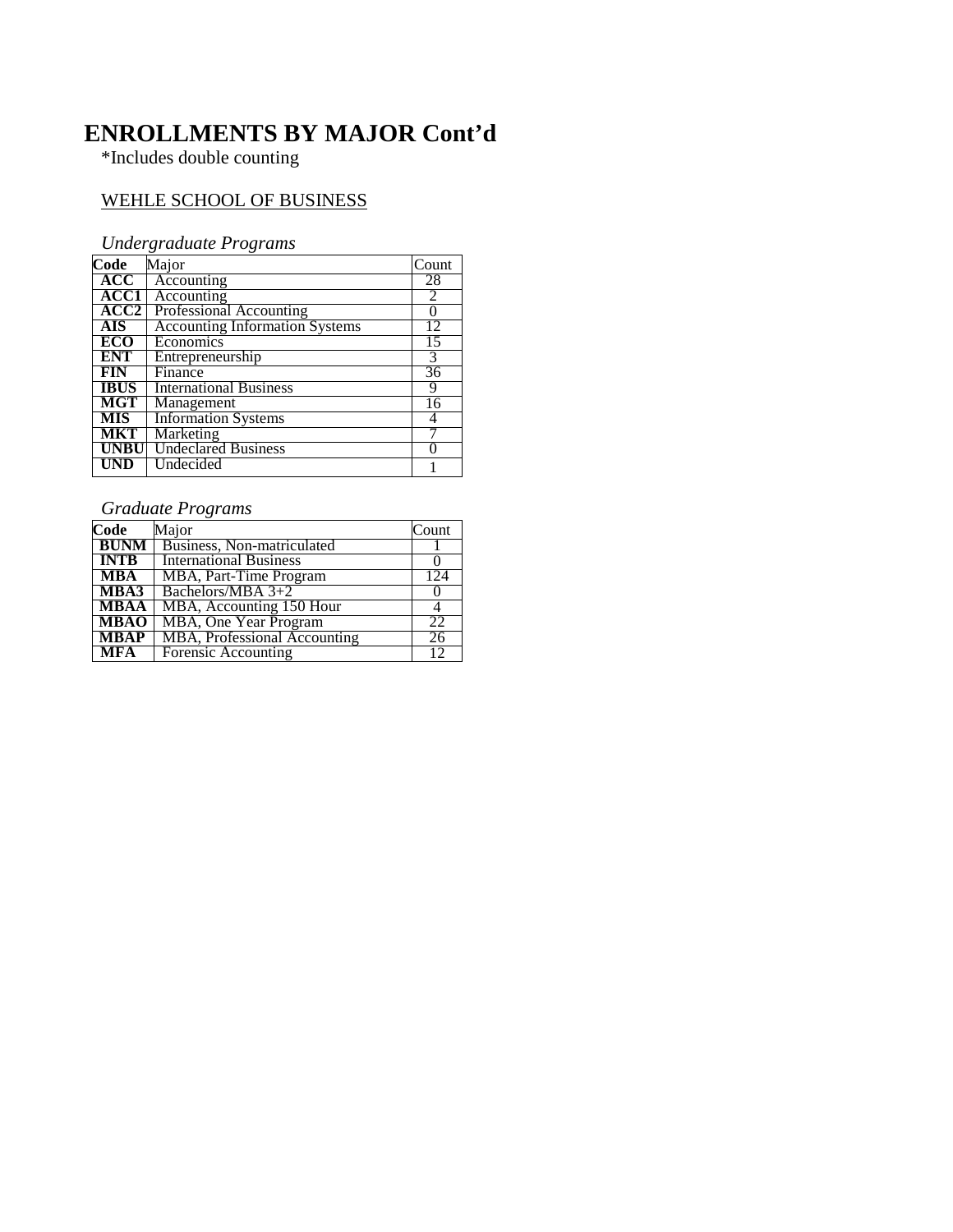# ENROLLMENTS BY MAJOR Cont'd

*Includes double counting

WEHLE SCHOOL OF BUSINESS

*Undergraduate Programs*

| Code | Major | Count |
|---|---|---|
| **ACC** | Accounting | 28 |
| **ACC1** | Accounting | 2 |
| **ACC2** | Professional Accounting | 0 |
| **AIS** | Accounting Information Systems | 12 |
| **ECO** | Economics | 15 |
| **ENT** | Entrepreneurship | 3 |
| **FIN** | Finance | 36 |
| **IBUS** | International Business | 9 |
| **MGT** | Management | 16 |
| **MIS** | Information Systems | 4 |
| **MKT** | Marketing | 7 |
| **UNBU** | Undeclared Business | 0 |
| **UND** | Undecided | 1 |

*Graduate Programs*

| Code | Major | Count |
|---|---|---|
| **BUNM** | Business, Non-matriculated | 1 |
| **INTB** | International Business | 0 |
| **MBA** | MBA, Part-Time Program | 124 |
| **MBA3** | Bachelors/MBA 3+2 | 0 |
| **MBAA** | MBA, Accounting 150 Hour | 4 |
| **MBAO** | MBA, One Year Program | 22 |
| **MBAP** | MBA, Professional Accounting | 26 |
| **MFA** | Forensic Accounting | 12 |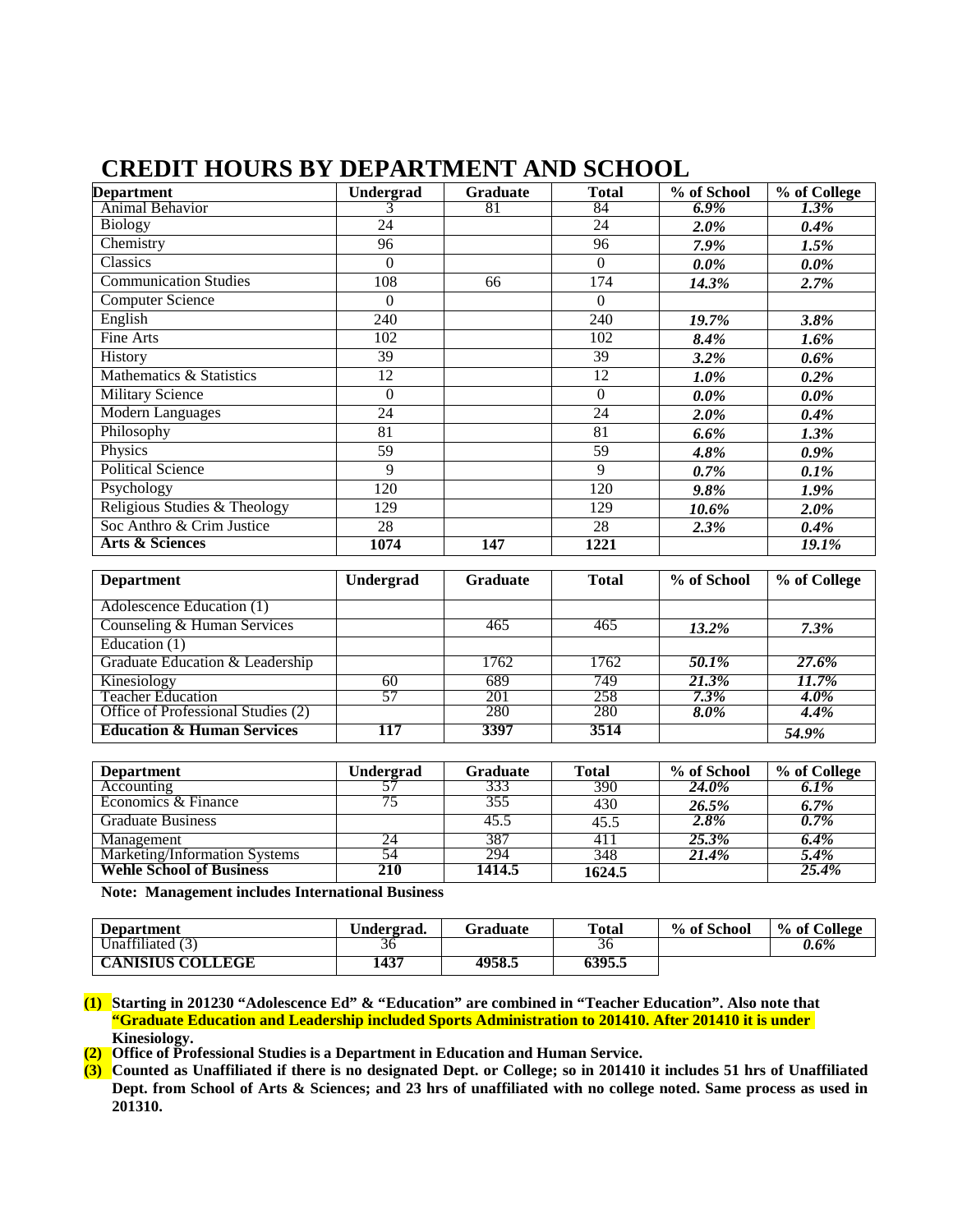# CREDIT HOURS BY DEPARTMENT AND SCHOOL

| Department | Undergrad | Graduate | Total | % of School | % of College |
|---|---|---|---|---|---|
| Animal Behavior | 3 | 81 | 84 | *6.9%* | *1.3%* |
| Biology | 24 | | 24 | *2.0%* | *0.4%* |
| Chemistry | 96 | | 96 | *7.9%* | *1.5%* |
| Classics | 0 | | 0 | *0.0%* | *0.0%* |
| Communication Studies | 108 | 66 | 174 | *14.3%* | *2.7%* |
| Computer Science | 0 | | 0 | | |
| English | 240 | | 240 | *19.7%* | *3.8%* |
| Fine Arts | 102 | | 102 | *8.4%* | *1.6%* |
| History | 39 | | 39 | *3.2%* | *0.6%* |
| Mathematics & Statistics | 12 | | 12 | *1.0%* | *0.2%* |
| Military Science | 0 | | 0 | *0.0%* | *0.0%* |
| Modern Languages | 24 | | 24 | *2.0%* | *0.4%* |
| Philosophy | 81 | | 81 | *6.6%* | *1.3%* |
| Physics | 59 | | 59 | *4.8%* | *0.9%* |
| Political Science | 9 | | 9 | *0.7%* | *0.1%* |
| Psychology | 120 | | 120 | *9.8%* | *1.9%* |
| Religious Studies & Theology | 129 | | 129 | *10.6%* | *2.0%* |
| Soc Anthro & Crim Justice | 28 | | 28 | *2.3%* | *0.4%* |
| **Arts & Sciences** | **1074** | **147** | **1221** | | *19.1%* |

| Department | Undergrad | Graduate | Total | % of School | % of College |
|---|---|---|---|---|---|
| Adolescence Education (1) | | | | | |
| Counseling & Human Services | | 465 | 465 | *13.2%* | *7.3%* |
| Education (1) | | | | | |
| Graduate Education & Leadership | | 1762 | 1762 | *50.1%* | *27.6%* |
| Kinesiology | 60 | 689 | 749 | *21.3%* | *11.7%* |
| Teacher Education | 57 | 201 | 258 | *7.3%* | *4.0%* |
| Office of Professional Studies (2) | | 280 | 280 | *8.0%* | *4.4%* |
| **Education & Human Services** | **117** | **3397** | **3514** | | *54.9%* |

| Department | Undergrad | Graduate | Total | % of School | % of College |
|---|---|---|---|---|---|
| Accounting | 57 | 333 | 390 | *24.0%* | *6.1%* |
| Economics & Finance | 75 | 355 | 430 | *26.5%* | *6.7%* |
| Graduate Business | | 45.5 | 45.5 | *2.8%* | *0.7%* |
| Management | 24 | 387 | 411 | *25.3%* | *6.4%* |
| Marketing/Information Systems | 54 | 294 | 348 | *21.4%* | *5.4%* |
| **Wehle School of Business** | **210** | **1414.5** | **1624.5** | | *25.4%* |

**Note: Management includes International Business**

| Department | Undergrad. | Graduate | Total | % of School | % of College |
|---|---|---|---|---|---|
| Unaffiliated (3) | 36 | | 36 | | *0.6%* |
| **CANISIUS COLLEGE** | **1437** | **4958.5** | **6395.5** | | |

**(1) Starting in 201230 "Adolescence Ed" & "Education" are combined in "Teacher Education". Also note that "Graduate Education and Leadership included Sports Administration to 201410. After 201410 it is under Kinesiology.**

**(2) Office of Professional Studies is a Department in Education and Human Service.**

**(3) Counted as Unaffiliated if there is no designated Dept. or College; so in 201410 it includes 51 hrs of Unaffiliated Dept. from School of Arts & Sciences; and 23 hrs of unaffiliated with no college noted. Same process as used in 201310.**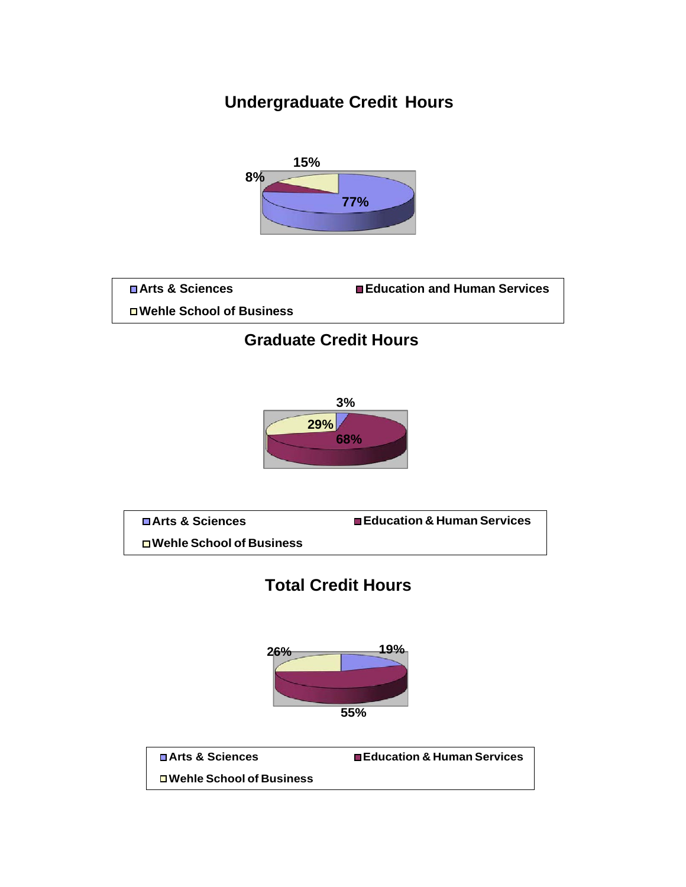## Undergraduate Credit Hours

15%

8%

77%

Arts & Sciences

Education and Human Services

Wehle School of Business

## Graduate Credit Hours

3%

29%

68%

Arts & Sciences

Education & Human Services

Wehle School of Business

## Total Credit Hours

26%

19%

55%

Arts & Sciences

Education & Human Services

Wehle School of Business